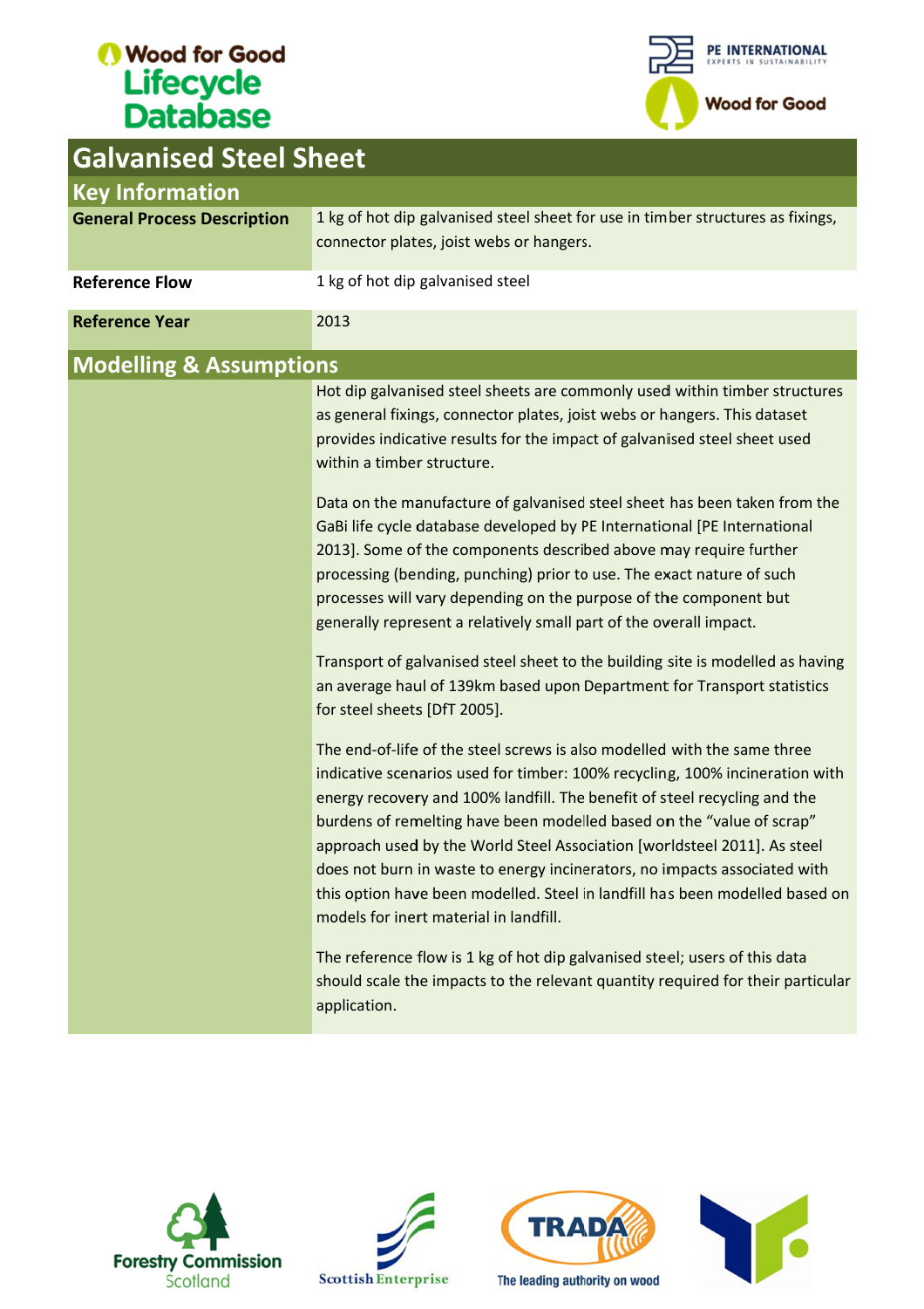# Galvanised Steel Sheet

## Key Information

| | |
|---|---|
| **General Process Description** | 1 kg of hot dip galvanised steel sheet for use in timber structures as fixings, connector plates, joist webs or hangers. |
| **Reference Flow** | 1 kg of hot dip galvanised steel |
| **Reference Year** | 2013 |

## Modelling & Assumptions

Hot dip galvanised steel sheets are commonly used within timber structures as general fixings, connector plates, joist webs or hangers. This dataset provides indicative results for the impact of galvanised steel sheet used within a timber structure.

Data on the manufacture of galvanised steel sheet has been taken from the GaBi life cycle database developed by PE International [PE International 2013]. Some of the components described above may require further processing (bending, punching) prior to use. The exact nature of such processes will vary depending on the purpose of the component but generally represent a relatively small part of the overall impact.

Transport of galvanised steel sheet to the building site is modelled as having an average haul of 139km based upon Department for Transport statistics for steel sheets [DfT 2005].

The end-of-life of the steel screws is also modelled with the same three indicative scenarios used for timber: 100% recycling, 100% incineration with energy recovery and 100% landfill. The benefit of steel recycling and the burdens of remelting have been modelled based on the "value of scrap" approach used by the World Steel Association [worldsteel 2011]. As steel does not burn in waste to energy incinerators, no impacts associated with this option have been modelled. Steel in landfill has been modelled based on models for inert material in landfill.

The reference flow is 1 kg of hot dip galvanised steel; users of this data should scale the impacts to the relevant quantity required for their particular application.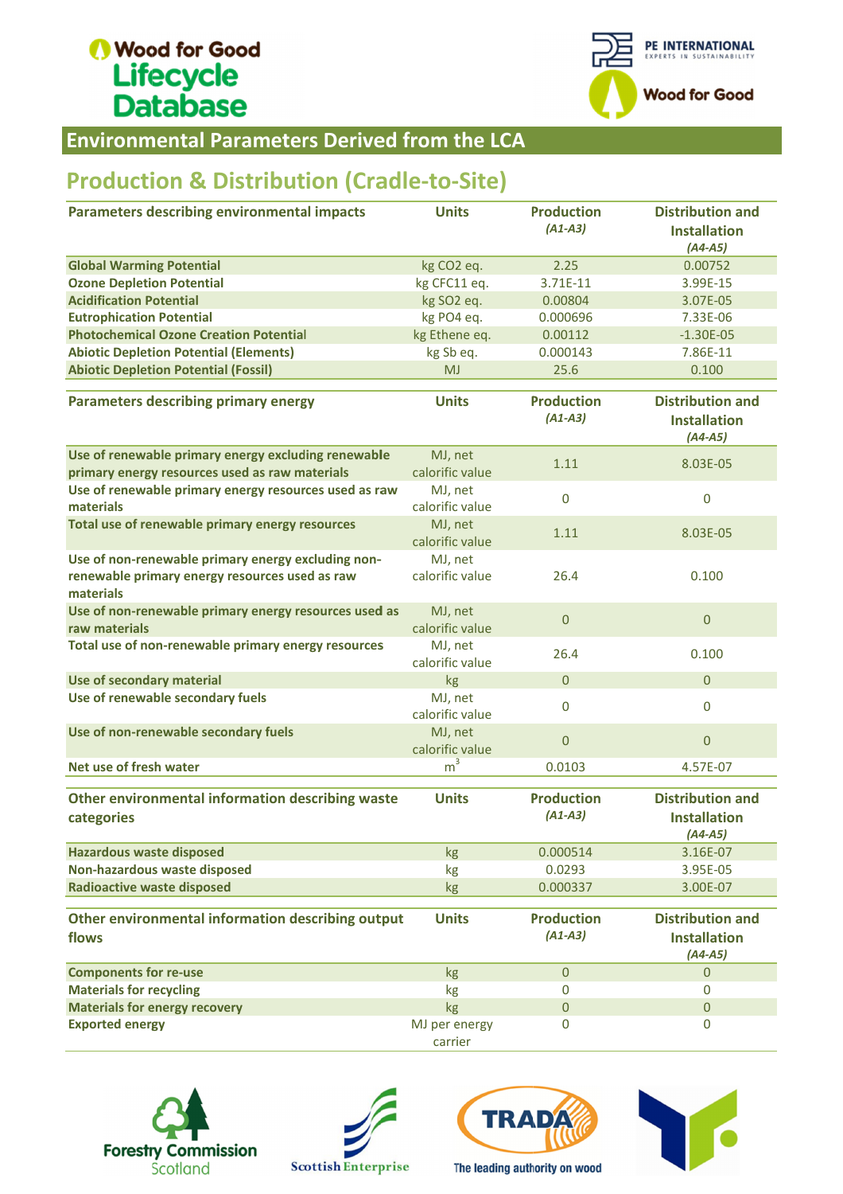## Environmental Parameters Derived from the LCA

## Production & Distribution (Cradle-to-Site)

| Parameters describing environmental impacts | Units | Production *(A1-A3)* | Distribution and Installation *(A4-A5)* |
|---|---|---|---|
| **Global Warming Potential** | kg $CO_2$ eq. | 2.25 | 0.00752 |
| **Ozone Depletion Potential** | kg CFC11 eq. | 3.71E-11 | 3.99E-15 |
| **Acidification Potential** | kg $SO_2$ eq. | 0.00804 | 3.07E-05 |
| **Eutrophication Potential** | kg $PO_4$ eq. | 0.000696 | 7.33E-06 |
| **Photochemical Ozone Creation Potential** | kg Ethene eq. | 0.00112 | -1.30E-05 |
| **Abiotic Depletion Potential (Elements)** | kg Sb eq. | 0.000143 | 7.86E-11 |
| **Abiotic Depletion Potential (Fossil)** | MJ | 25.6 | 0.100 |

| Parameters describing primary energy | Units | Production *(A1-A3)* | Distribution and Installation *(A4-A5)* |
|---|---|---|---|
| **Use of renewable primary energy excluding renewable primary energy resources used as raw materials** | MJ, net calorific value | 1.11 | 8.03E-05 |
| **Use of renewable primary energy resources used as raw materials** | MJ, net calorific value | 0 | 0 |
| **Total use of renewable primary energy resources** | MJ, net calorific value | 1.11 | 8.03E-05 |
| **Use of non-renewable primary energy excluding non-renewable primary energy resources used as raw materials** | MJ, net calorific value | 26.4 | 0.100 |
| **Use of non-renewable primary energy resources used as raw materials** | MJ, net calorific value | 0 | 0 |
| **Total use of non-renewable primary energy resources** | MJ, net calorific value | 26.4 | 0.100 |
| **Use of secondary material** | kg | 0 | 0 |
| **Use of renewable secondary fuels** | MJ, net calorific value | 0 | 0 |
| **Use of non-renewable secondary fuels** | MJ, net calorific value | 0 | 0 |
| **Net use of fresh water** | $m^3$ | 0.0103 | 4.57E-07 |

| Other environmental information describing waste categories | Units | Production *(A1-A3)* | Distribution and Installation *(A4-A5)* |
|---|---|---|---|
| **Hazardous waste disposed** | kg | 0.000514 | 3.16E-07 |
| **Non-hazardous waste disposed** | kg | 0.0293 | 3.95E-05 |
| **Radioactive waste disposed** | kg | 0.000337 | 3.00E-07 |

| Other environmental information describing output flows | Units | Production *(A1-A3)* | Distribution and Installation *(A4-A5)* |
|---|---|---|---|
| **Components for re-use** | kg | 0 | 0 |
| **Materials for recycling** | kg | 0 | 0 |
| **Materials for energy recovery** | kg | 0 | 0 |
| **Exported energy** | MJ per energy carrier | 0 | 0 |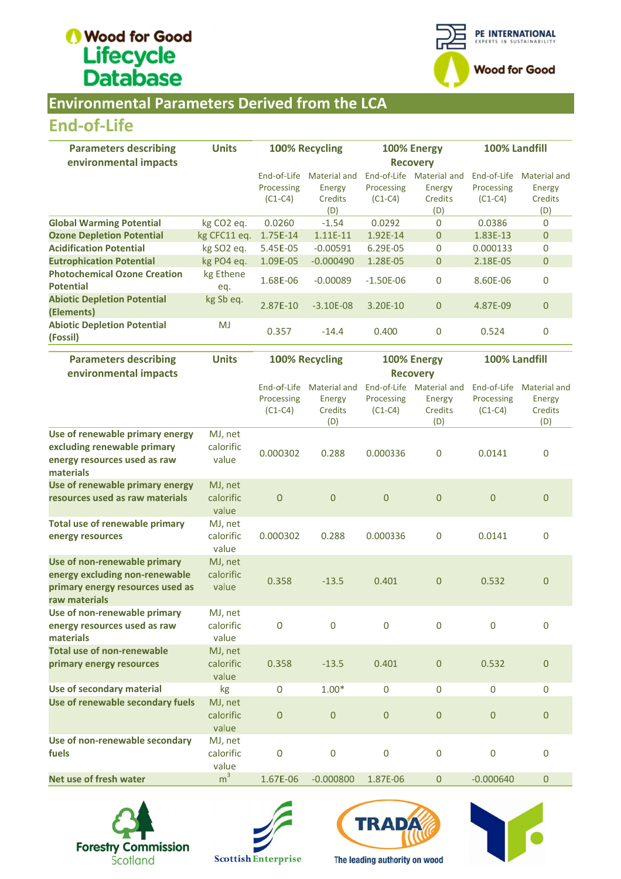# Wood for Good Lifecycle Database

## Environmental Parameters Derived from the LCA

### End-of-Life

| Parameters describing environmental impacts | Units | 100% Recycling | | 100% Energy Recovery | | 100% Landfill | |
|---|---|---|---|---|---|---|---|
| | | End-of-Life Processing (C1-C4) | Material and Energy Credits (D) | End-of-Life Processing (C1-C4) | Material and Energy Credits (D) | End-of-Life Processing (C1-C4) | Material and Energy Credits (D) |
| **Global Warming Potential** | kg $CO_2$ eq. | 0.0260 | -1.54 | 0.0292 | 0 | 0.0386 | 0 |
| **Ozone Depletion Potential** | kg CFC11 eq. | 1.75E-14 | 1.11E-11 | 1.92E-14 | 0 | 1.83E-13 | 0 |
| **Acidification Potential** | kg $SO_2$ eq. | 5.45E-05 | -0.00591 | 6.29E-05 | 0 | 0.000133 | 0 |
| **Eutrophication Potential** | kg $PO_4$ eq. | 1.09E-05 | -0.000490 | 1.28E-05 | 0 | 2.18E-05 | 0 |
| **Photochemical Ozone Creation Potential** | kg Ethene eq. | 1.68E-06 | -0.00089 | -1.50E-06 | 0 | 8.60E-06 | 0 |
| **Abiotic Depletion Potential (Elements)** | kg Sb eq. | 2.87E-10 | -3.10E-08 | 3.20E-10 | 0 | 4.87E-09 | 0 |
| **Abiotic Depletion Potential (Fossil)** | MJ | 0.357 | -14.4 | 0.400 | 0 | 0.524 | 0 |

| Parameters describing environmental impacts | Units | 100% Recycling | | 100% Energy Recovery | | 100% Landfill | |
|---|---|---|---|---|---|---|---|
| | | End-of-Life Processing (C1-C4) | Material and Energy Credits (D) | End-of-Life Processing (C1-C4) | Material and Energy Credits (D) | End-of-Life Processing (C1-C4) | Material and Energy Credits (D) |
| **Use of renewable primary energy excluding renewable primary energy resources used as raw materials** | MJ, net calorific value | 0.000302 | 0.288 | 0.000336 | 0 | 0.0141 | 0 |
| **Use of renewable primary energy resources used as raw materials** | MJ, net calorific value | 0 | 0 | 0 | 0 | 0 | 0 |
| **Total use of renewable primary energy resources** | MJ, net calorific value | 0.000302 | 0.288 | 0.000336 | 0 | 0.0141 | 0 |
| **Use of non-renewable primary energy excluding non-renewable primary energy resources used as raw materials** | MJ, net calorific value | 0.358 | -13.5 | 0.401 | 0 | 0.532 | 0 |
| **Use of non-renewable primary energy resources used as raw materials** | MJ, net calorific value | 0 | 0 | 0 | 0 | 0 | 0 |
| **Total use of non-renewable primary energy resources** | MJ, net calorific value | 0.358 | -13.5 | 0.401 | 0 | 0.532 | 0 |
| **Use of secondary material** | kg | 0 | 1.00* | 0 | 0 | 0 | 0 |
| **Use of renewable secondary fuels** | MJ, net calorific value | 0 | 0 | 0 | 0 | 0 | 0 |
| **Use of non-renewable secondary fuels** | MJ, net calorific value | 0 | 0 | 0 | 0 | 0 | 0 |
| **Net use of fresh water** | $m^3$ | 1.67E-06 | -0.000800 | 1.87E-06 | 0 | -0.000640 | 0 |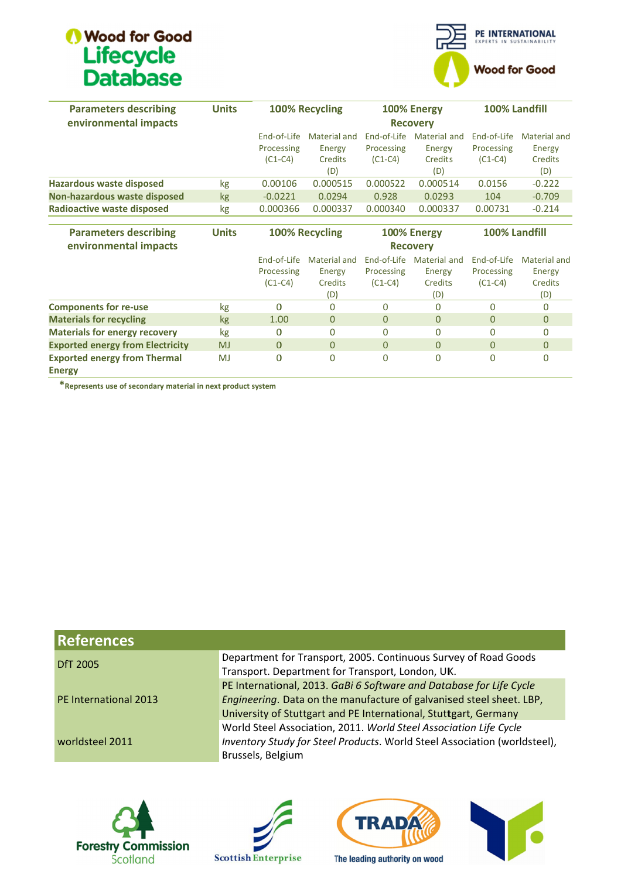| Parameters describing environmental impacts | Units | 100% Recycling | | 100% Energy Recovery | | 100% Landfill | |
|---|---|---|---|---|---|---|---|
| | | End-of-Life Processing (C1-C4) | Material and Energy Credits (D) | End-of-Life Processing (C1-C4) | Material and Energy Credits (D) | End-of-Life Processing (C1-C4) | Material and Energy Credits (D) |
| **Hazardous waste disposed** | kg | 0.00106 | 0.000515 | 0.000522 | 0.000514 | 0.0156 | -0.222 |
| **Non-hazardous waste disposed** | kg | -0.0221 | 0.0294 | 0.928 | 0.0293 | 104 | -0.709 |
| **Radioactive waste disposed** | kg | 0.000366 | 0.000337 | 0.000340 | 0.000337 | 0.00731 | -0.214 |

| Parameters describing environmental impacts | Units | 100% Recycling | | 100% Energy Recovery | | 100% Landfill | |
|---|---|---|---|---|---|---|---|
| | | End-of-Life Processing (C1-C4) | Material and Energy Credits (D) | End-of-Life Processing (C1-C4) | Material and Energy Credits (D) | End-of-Life Processing (C1-C4) | Material and Energy Credits (D) |
| **Components for re-use** | kg | 0 | 0 | 0 | 0 | 0 | 0 |
| **Materials for recycling** | kg | 1.00 | 0 | 0 | 0 | 0 | 0 |
| **Materials for energy recovery** | kg | 0 | 0 | 0 | 0 | 0 | 0 |
| **Exported energy from Electricity** | MJ | 0 | 0 | 0 | 0 | 0 | 0 |
| **Exported energy from Thermal Energy** | MJ | 0 | 0 | 0 | 0 | 0 | 0 |

***Represents use of secondary material in next product system**

## References

| | |
|---|---|
| DfT 2005 | Department for Transport, 2005. Continuous Survey of Road Goods Transport. Department for Transport, London, UK. |
| PE International 2013 | PE International, 2013. *GaBi 6 Software and Database for Life Cycle Engineering*. Data on the manufacture of galvanised steel sheet. LBP, University of Stuttgart and PE International, Stuttgart, Germany |
| worldsteel 2011 | World Steel Association, 2011. *World Steel Association Life Cycle Inventory Study for Steel Products*. World Steel Association (worldsteel), Brussels, Belgium |